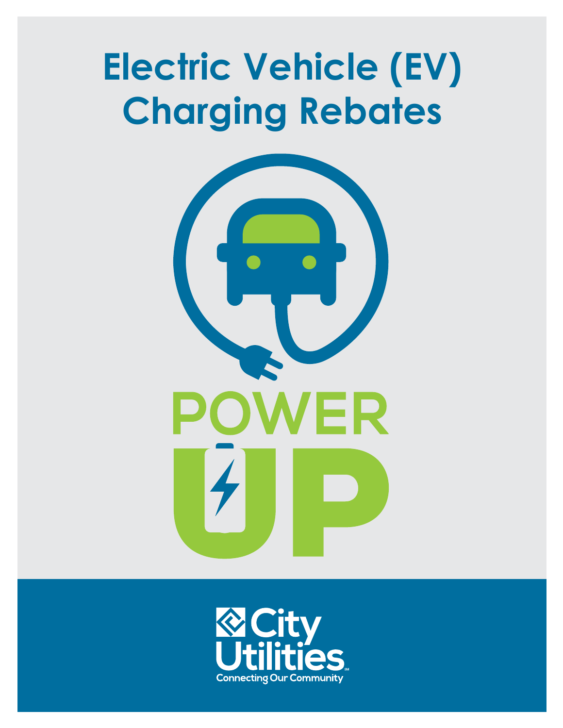# Electric Vehicle (EV) Charging Rebates

POWER UP

City Utilities

Connecting Our Community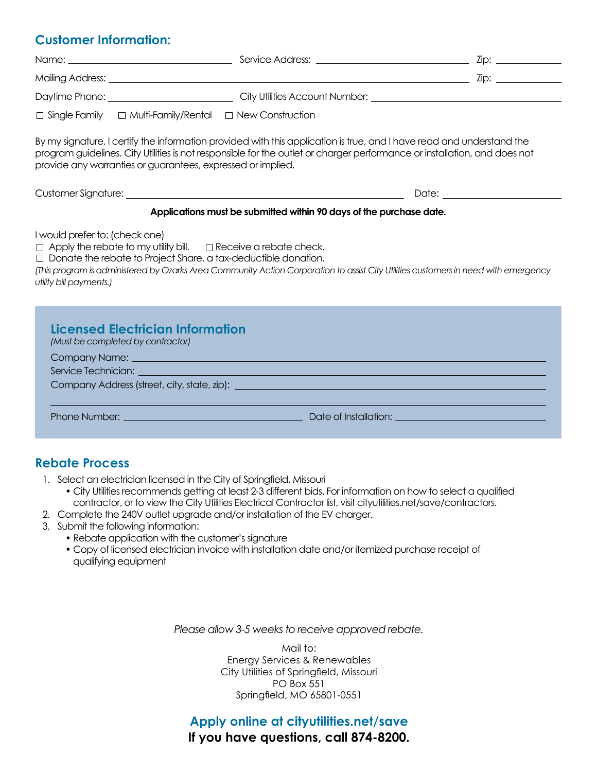## Customer Information:

Name: ______________________ Service Address: ______________________ Zip: __________

Mailing Address: ______________________________________________ Zip: __________

Daytime Phone: ____________________ City Utilities Account Number: ______________________

☐ Single Family ☐ Multi-Family/Rental ☐ New Construction

By my signature, I certify the information provided with this application is true, and I have read and understand the program guidelines. City Utilities is not responsible for the outlet or charger performance or installation, and does not provide any warranties or guarantees, expressed or implied.

Customer Signature: ______________________________________ Date: ________________

**Applications must be submitted within 90 days of the purchase date.**

I would prefer to: (check one)

☐ Apply the rebate to my utility bill. ☐ Receive a rebate check.

☐ Donate the rebate to Project Share, a tax-deductible donation.

*(This program is administered by Ozarks Area Community Action Corporation to assist City Utilities customers in need with emergency utility bill payments.)*

## Licensed Electrician Information

*(Must be completed by contractor)*

Company Name: ______________________________________________

Service Technician: ______________________________________________

Company Address (street, city, state, zip): ______________________________________________

______________________________________________

Phone Number: ______________________ Date of Installation: ______________________

## Rebate Process

1. Select an electrician licensed in the City of Springfield, Missouri
   - City Utilities recommends getting at least 2-3 different bids. For information on how to select a qualified contractor, or to view the City Utilities Electrical Contractor list, visit cityutilities.net/save/contractors.
2. Complete the 240V outlet upgrade and/or installation of the EV charger.
3. Submit the following information:
   - Rebate application with the customer's signature
   - Copy of licensed electrician invoice with installation date and/or itemized purchase receipt of qualifying equipment

*Please allow 3-5 weeks to receive approved rebate.*

Mail to:
Energy Services & Renewables
City Utilities of Springfield, Missouri
PO Box 551
Springfield, MO 65801-0551

**Apply online at cityutilities.net/save**

**If you have questions, call 874-8200.**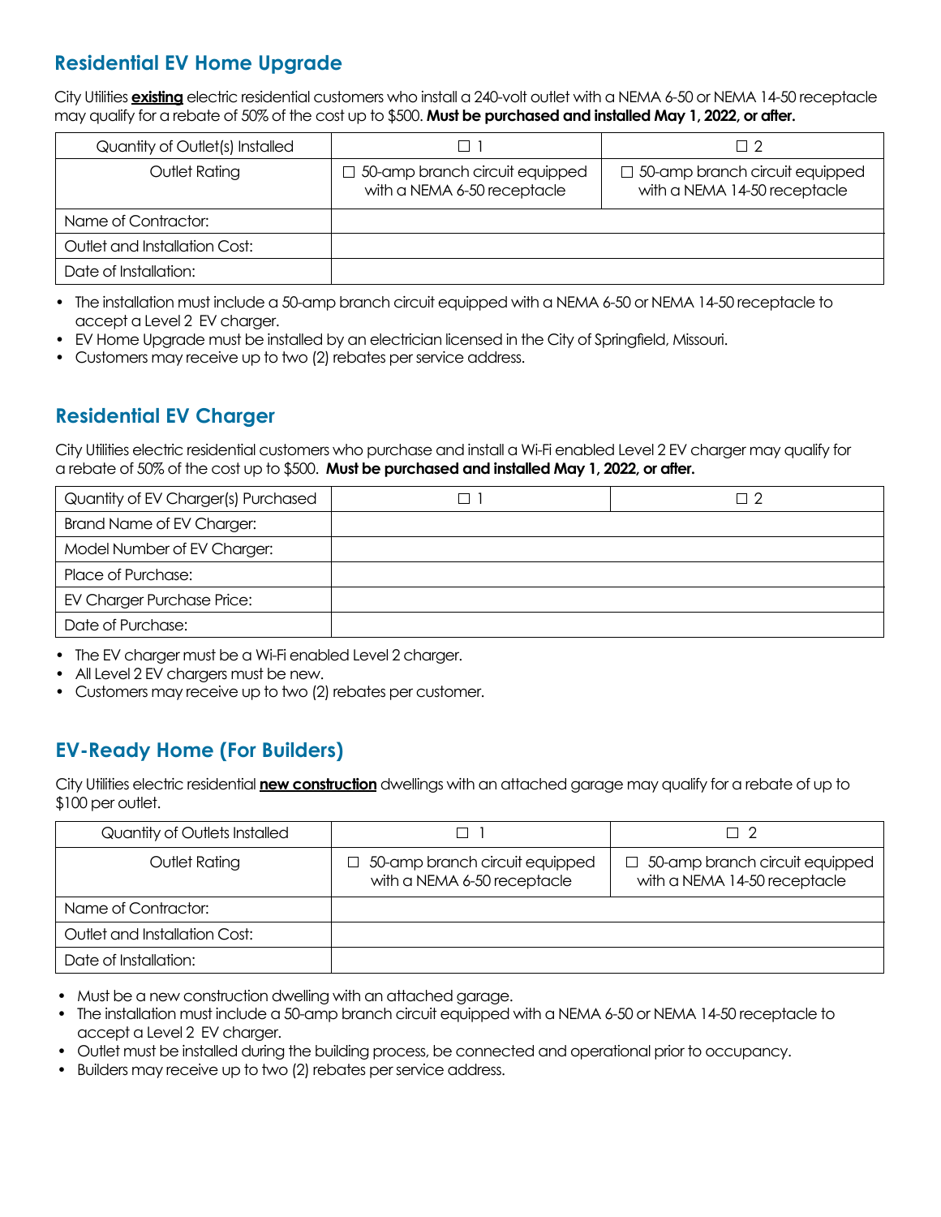## Residential EV Home Upgrade

City Utilities **existing** electric residential customers who install a 240-volt outlet with a NEMA 6-50 or NEMA 14-50 receptacle may qualify for a rebate of 50% of the cost up to $500. **Must be purchased and installed May 1, 2022, or after.**

| Quantity of Outlet(s) Installed | ☐ 1 | ☐ 2 |
|---|---|---|
| Outlet Rating | ☐ 50-amp branch circuit equipped with a NEMA 6-50 receptacle | ☐ 50-amp branch circuit equipped with a NEMA 14-50 receptacle |
| Name of Contractor: | | |
| Outlet and Installation Cost: | | |
| Date of Installation: | | |

- The installation must include a 50-amp branch circuit equipped with a NEMA 6-50 or NEMA 14-50 receptacle to accept a Level 2 EV charger.
- EV Home Upgrade must be installed by an electrician licensed in the City of Springfield, Missouri.
- Customers may receive up to two (2) rebates per service address.

## Residential EV Charger

City Utilities electric residential customers who purchase and install a Wi-Fi enabled Level 2 EV charger may qualify for a rebate of 50% of the cost up to $500. **Must be purchased and installed May 1, 2022, or after.**

| Quantity of EV Charger(s) Purchased | ☐ 1 | ☐ 2 |
|---|---|---|
| Brand Name of EV Charger: | | |
| Model Number of EV Charger: | | |
| Place of Purchase: | | |
| EV Charger Purchase Price: | | |
| Date of Purchase: | | |

- The EV charger must be a Wi-Fi enabled Level 2 charger.
- All Level 2 EV chargers must be new.
- Customers may receive up to two (2) rebates per customer.

## EV-Ready Home (For Builders)

City Utilities electric residential **new construction** dwellings with an attached garage may qualify for a rebate of up to $100 per outlet.

| Quantity of Outlets Installed | ☐ 1 | ☐ 2 |
|---|---|---|
| Outlet Rating | ☐ 50-amp branch circuit equipped with a NEMA 6-50 receptacle | ☐ 50-amp branch circuit equipped with a NEMA 14-50 receptacle |
| Name of Contractor: | | |
| Outlet and Installation Cost: | | |
| Date of Installation: | | |

- Must be a new construction dwelling with an attached garage.
- The installation must include a 50-amp branch circuit equipped with a NEMA 6-50 or NEMA 14-50 receptacle to accept a Level 2 EV charger.
- Outlet must be installed during the building process, be connected and operational prior to occupancy.
- Builders may receive up to two (2) rebates per service address.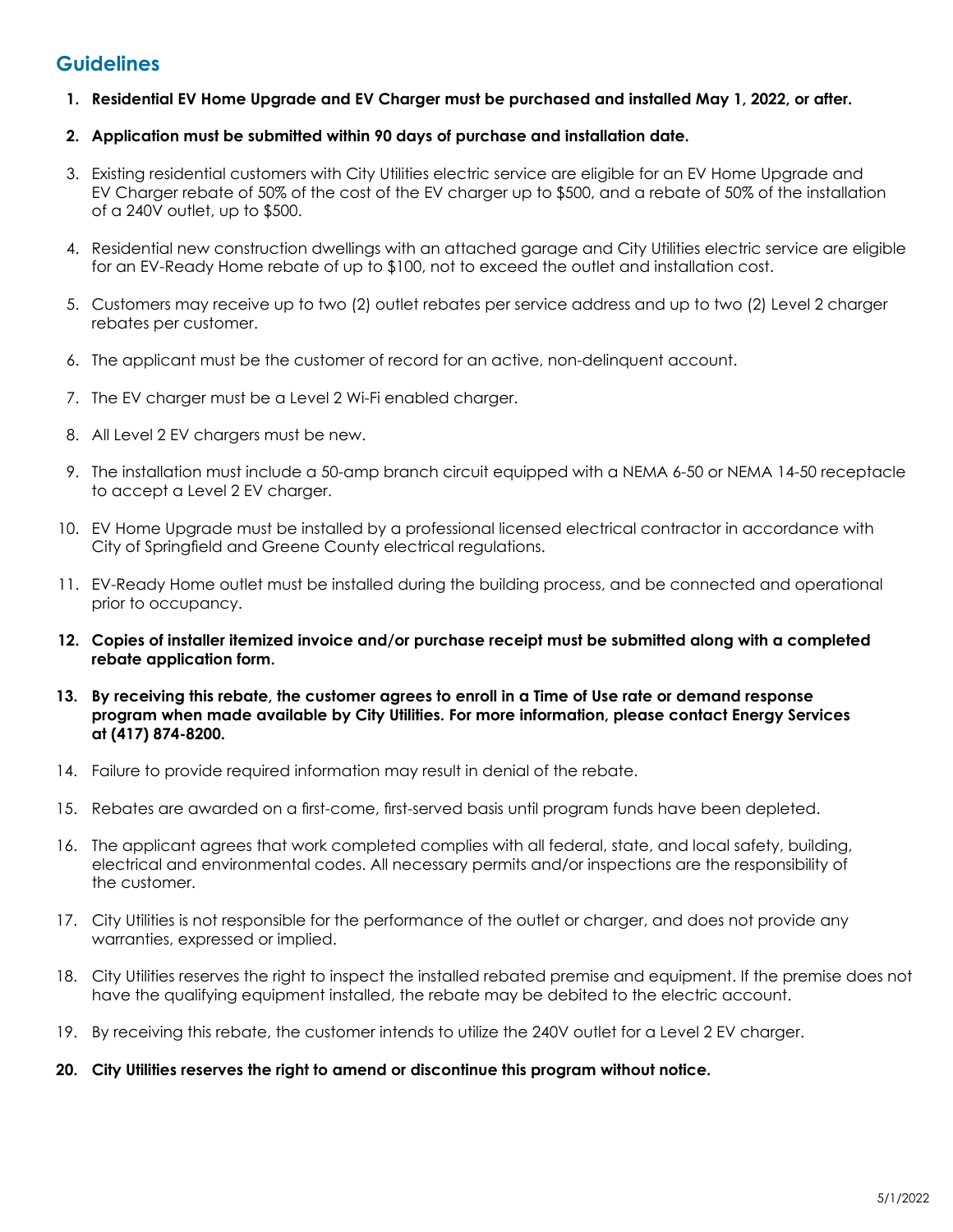## Guidelines

1. **Residential EV Home Upgrade and EV Charger must be purchased and installed May 1, 2022, or after.**
2. **Application must be submitted within 90 days of purchase and installation date.**
3. Existing residential customers with City Utilities electric service are eligible for an EV Home Upgrade and EV Charger rebate of 50% of the cost of the EV charger up to $500, and a rebate of 50% of the installation of a 240V outlet, up to $500.
4. Residential new construction dwellings with an attached garage and City Utilities electric service are eligible for an EV-Ready Home rebate of up to $100, not to exceed the outlet and installation cost.
5. Customers may receive up to two (2) outlet rebates per service address and up to two (2) Level 2 charger rebates per customer.
6. The applicant must be the customer of record for an active, non-delinquent account.
7. The EV charger must be a Level 2 Wi-Fi enabled charger.
8. All Level 2 EV chargers must be new.
9. The installation must include a 50-amp branch circuit equipped with a NEMA 6-50 or NEMA 14-50 receptacle to accept a Level 2 EV charger.
10. EV Home Upgrade must be installed by a professional licensed electrical contractor in accordance with City of Springfield and Greene County electrical regulations.
11. EV-Ready Home outlet must be installed during the building process, and be connected and operational prior to occupancy.
12. **Copies of installer itemized invoice and/or purchase receipt must be submitted along with a completed rebate application form.**
13. **By receiving this rebate, the customer agrees to enroll in a Time of Use rate or demand response program when made available by City Utilities. For more information, please contact Energy Services at (417) 874-8200.**
14. Failure to provide required information may result in denial of the rebate.
15. Rebates are awarded on a first-come, first-served basis until program funds have been depleted.
16. The applicant agrees that work completed complies with all federal, state, and local safety, building, electrical and environmental codes. All necessary permits and/or inspections are the responsibility of the customer.
17. City Utilities is not responsible for the performance of the outlet or charger, and does not provide any warranties, expressed or implied.
18. City Utilities reserves the right to inspect the installed rebated premise and equipment. If the premise does not have the qualifying equipment installed, the rebate may be debited to the electric account.
19. By receiving this rebate, the customer intends to utilize the 240V outlet for a Level 2 EV charger.
20. **City Utilities reserves the right to amend or discontinue this program without notice.**

5/1/2022